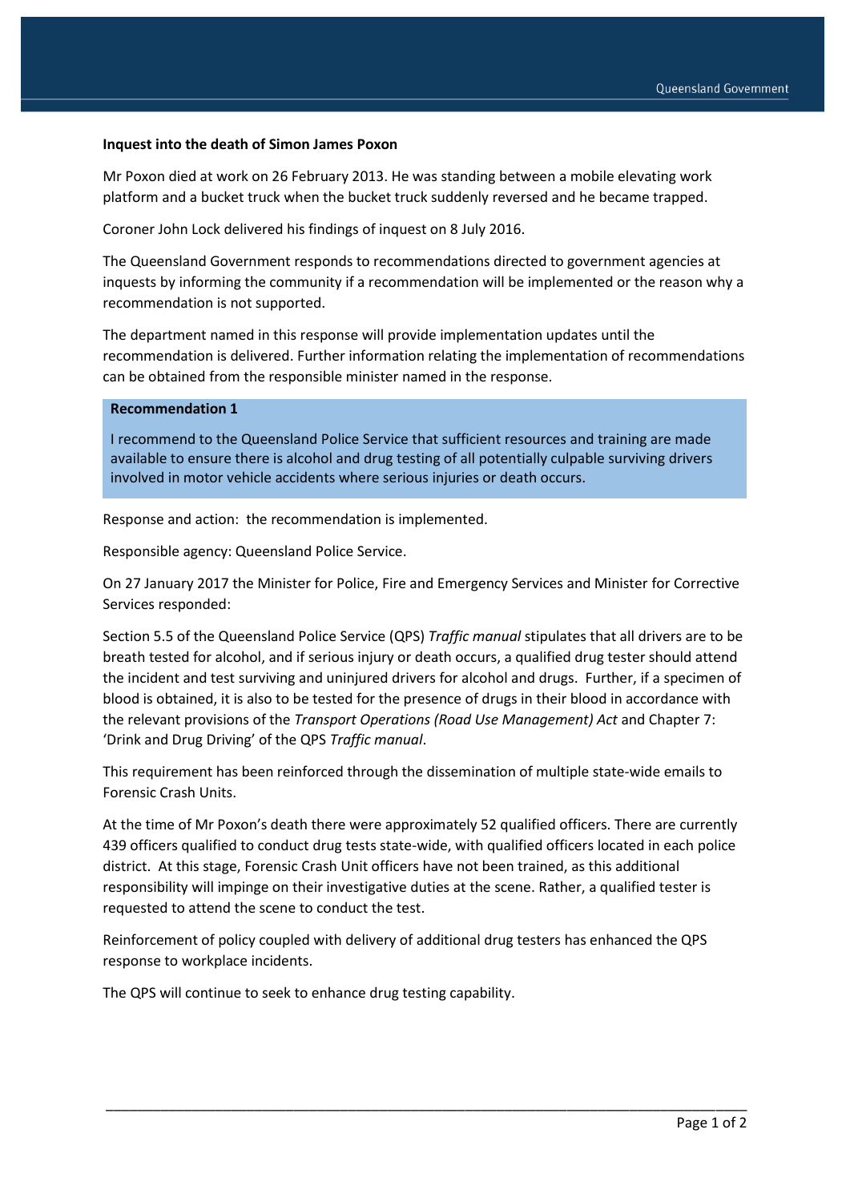**Inquest into the death of Simon James Poxon**

Mr Poxon died at work on 26 February 2013. He was standing between a mobile elevating work platform and a bucket truck when the bucket truck suddenly reversed and he became trapped.

Coroner John Lock delivered his findings of inquest on 8 July 2016.

The Queensland Government responds to recommendations directed to government agencies at inquests by informing the community if a recommendation will be implemented or the reason why a recommendation is not supported.

The department named in this response will provide implementation updates until the recommendation is delivered. Further information relating the implementation of recommendations can be obtained from the responsible minister named in the response.

**Recommendation 1**

I recommend to the Queensland Police Service that sufficient resources and training are made available to ensure there is alcohol and drug testing of all potentially culpable surviving drivers involved in motor vehicle accidents where serious injuries or death occurs.

Response and action: the recommendation is implemented.

Responsible agency: Queensland Police Service.

On 27 January 2017 the Minister for Police, Fire and Emergency Services and Minister for Corrective Services responded:

Section 5.5 of the Queensland Police Service (QPS) *Traffic manual* stipulates that all drivers are to be breath tested for alcohol, and if serious injury or death occurs, a qualified drug tester should attend the incident and test surviving and uninjured drivers for alcohol and drugs. Further, if a specimen of blood is obtained, it is also to be tested for the presence of drugs in their blood in accordance with the relevant provisions of the *Transport Operations (Road Use Management) Act* and Chapter 7: 'Drink and Drug Driving' of the QPS *Traffic manual*.

This requirement has been reinforced through the dissemination of multiple state-wide emails to Forensic Crash Units.

At the time of Mr Poxon's death there were approximately 52 qualified officers. There are currently 439 officers qualified to conduct drug tests state-wide, with qualified officers located in each police district. At this stage, Forensic Crash Unit officers have not been trained, as this additional responsibility will impinge on their investigative duties at the scene. Rather, a qualified tester is requested to attend the scene to conduct the test.

Reinforcement of policy coupled with delivery of additional drug testers has enhanced the QPS response to workplace incidents.

The QPS will continue to seek to enhance drug testing capability.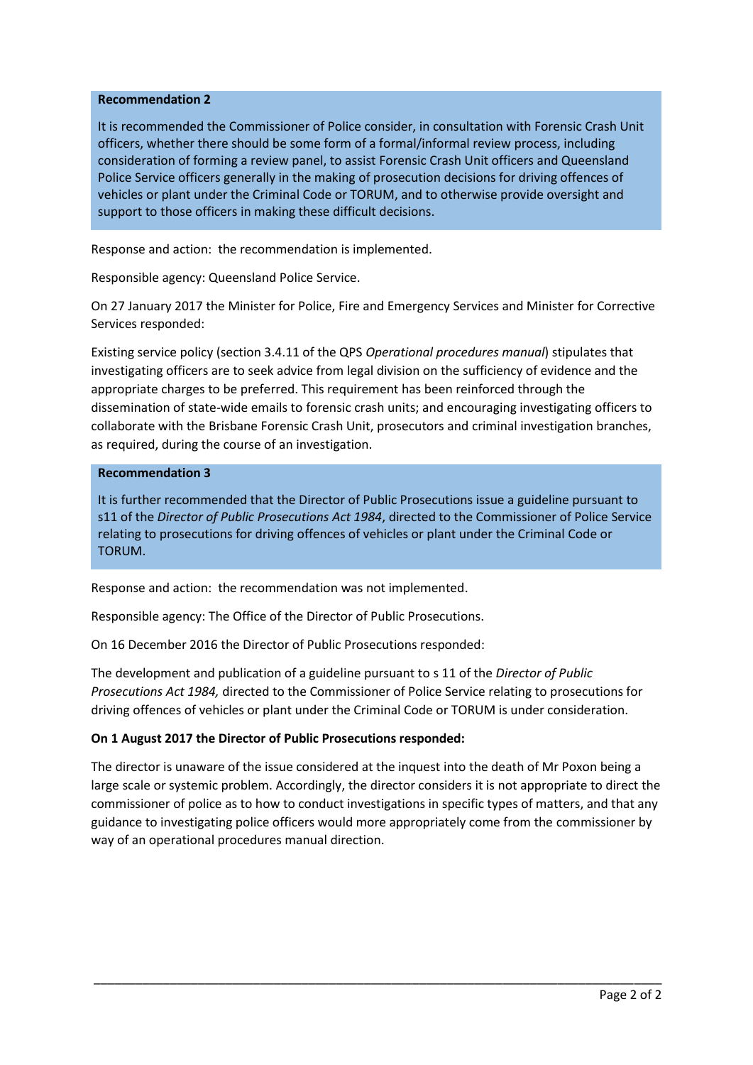**Recommendation 2**

It is recommended the Commissioner of Police consider, in consultation with Forensic Crash Unit officers, whether there should be some form of a formal/informal review process, including consideration of forming a review panel, to assist Forensic Crash Unit officers and Queensland Police Service officers generally in the making of prosecution decisions for driving offences of vehicles or plant under the Criminal Code or TORUM, and to otherwise provide oversight and support to those officers in making these difficult decisions.

Response and action: the recommendation is implemented.

Responsible agency: Queensland Police Service.

On 27 January 2017 the Minister for Police, Fire and Emergency Services and Minister for Corrective Services responded:

Existing service policy (section 3.4.11 of the QPS *Operational procedures manual*) stipulates that investigating officers are to seek advice from legal division on the sufficiency of evidence and the appropriate charges to be preferred. This requirement has been reinforced through the dissemination of state-wide emails to forensic crash units; and encouraging investigating officers to collaborate with the Brisbane Forensic Crash Unit, prosecutors and criminal investigation branches, as required, during the course of an investigation.

**Recommendation 3**

It is further recommended that the Director of Public Prosecutions issue a guideline pursuant to s11 of the *Director of Public Prosecutions Act 1984*, directed to the Commissioner of Police Service relating to prosecutions for driving offences of vehicles or plant under the Criminal Code or TORUM.

Response and action: the recommendation was not implemented.

Responsible agency: The Office of the Director of Public Prosecutions.

On 16 December 2016 the Director of Public Prosecutions responded:

The development and publication of a guideline pursuant to s 11 of the *Director of Public Prosecutions Act 1984,* directed to the Commissioner of Police Service relating to prosecutions for driving offences of vehicles or plant under the Criminal Code or TORUM is under consideration.

**On 1 August 2017 the Director of Public Prosecutions responded:**

The director is unaware of the issue considered at the inquest into the death of Mr Poxon being a large scale or systemic problem. Accordingly, the director considers it is not appropriate to direct the commissioner of police as to how to conduct investigations in specific types of matters, and that any guidance to investigating police officers would more appropriately come from the commissioner by way of an operational procedures manual direction.